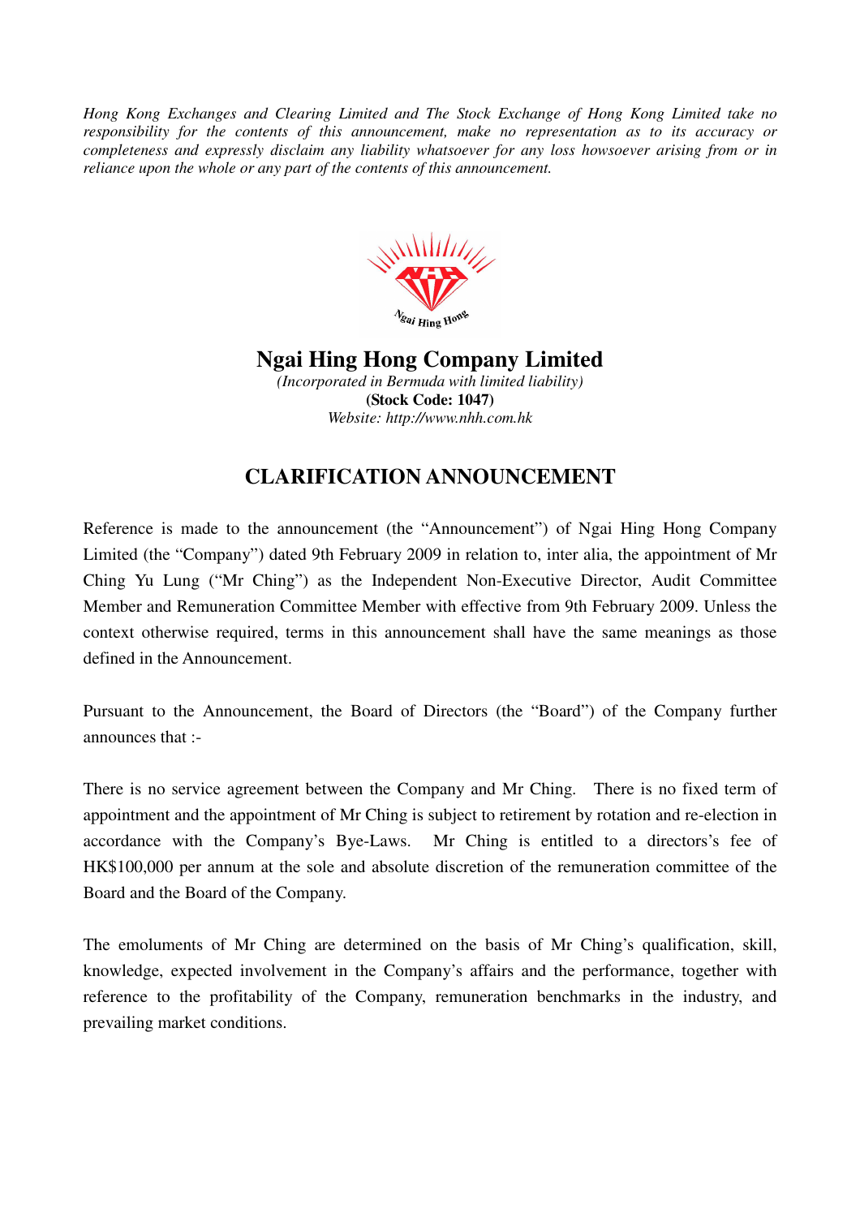*Hong Kong Exchanges and Clearing Limited and The Stock Exchange of Hong Kong Limited take no responsibility for the contents of this announcement, make no representation as to its accuracy or completeness and expressly disclaim any liability whatsoever for any loss howsoever arising from or in reliance upon the whole or any part of the contents of this announcement.*

# Ngai Hing Hong Company Limited

*(Incorporated in Bermuda with limited liability)*

**(Stock Code: 1047)**

*Website: http://www.nhh.com.hk*

## CLARIFICATION ANNOUNCEMENT

Reference is made to the announcement (the "Announcement") of Ngai Hing Hong Company Limited (the "Company") dated 9th February 2009 in relation to, inter alia, the appointment of Mr Ching Yu Lung ("Mr Ching") as the Independent Non-Executive Director, Audit Committee Member and Remuneration Committee Member with effective from 9th February 2009. Unless the context otherwise required, terms in this announcement shall have the same meanings as those defined in the Announcement.

Pursuant to the Announcement, the Board of Directors (the "Board") of the Company further announces that :-

There is no service agreement between the Company and Mr Ching. There is no fixed term of appointment and the appointment of Mr Ching is subject to retirement by rotation and re-election in accordance with the Company's Bye-Laws. Mr Ching is entitled to a directors's fee of HK$100,000 per annum at the sole and absolute discretion of the remuneration committee of the Board and the Board of the Company.

The emoluments of Mr Ching are determined on the basis of Mr Ching's qualification, skill, knowledge, expected involvement in the Company's affairs and the performance, together with reference to the profitability of the Company, remuneration benchmarks in the industry, and prevailing market conditions.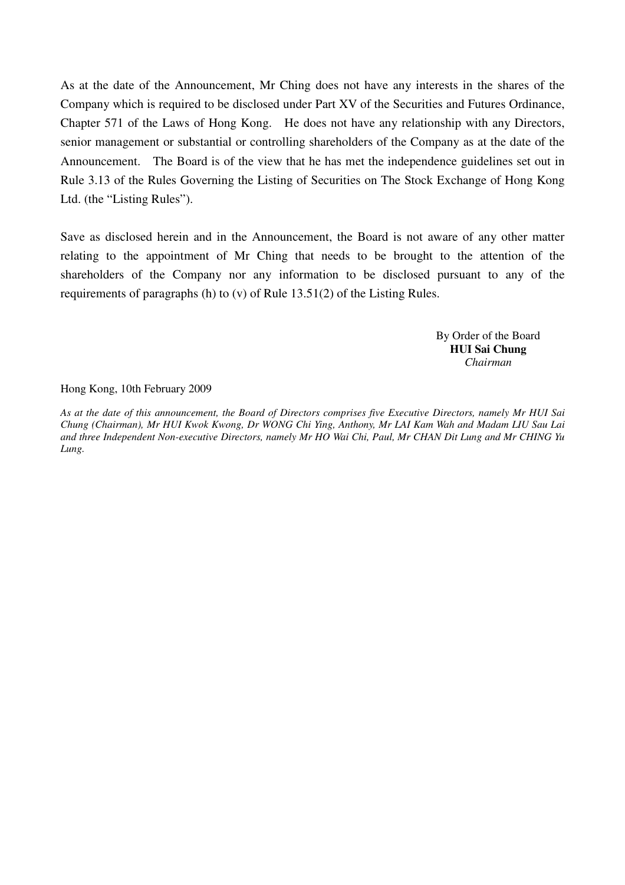As at the date of the Announcement, Mr Ching does not have any interests in the shares of the Company which is required to be disclosed under Part XV of the Securities and Futures Ordinance, Chapter 571 of the Laws of Hong Kong. He does not have any relationship with any Directors, senior management or substantial or controlling shareholders of the Company as at the date of the Announcement. The Board is of the view that he has met the independence guidelines set out in Rule 3.13 of the Rules Governing the Listing of Securities on The Stock Exchange of Hong Kong Ltd. (the "Listing Rules").

Save as disclosed herein and in the Announcement, the Board is not aware of any other matter relating to the appointment of Mr Ching that needs to be brought to the attention of the shareholders of the Company nor any information to be disclosed pursuant to any of the requirements of paragraphs (h) to (v) of Rule 13.51(2) of the Listing Rules.

By Order of the Board
**HUI Sai Chung**
*Chairman*

Hong Kong, 10th February 2009

*As at the date of this announcement, the Board of Directors comprises five Executive Directors, namely Mr HUI Sai Chung (Chairman), Mr HUI Kwok Kwong, Dr WONG Chi Ying, Anthony, Mr LAI Kam Wah and Madam LIU Sau Lai and three Independent Non-executive Directors, namely Mr HO Wai Chi, Paul, Mr CHAN Dit Lung and Mr CHING Yu Lung.*